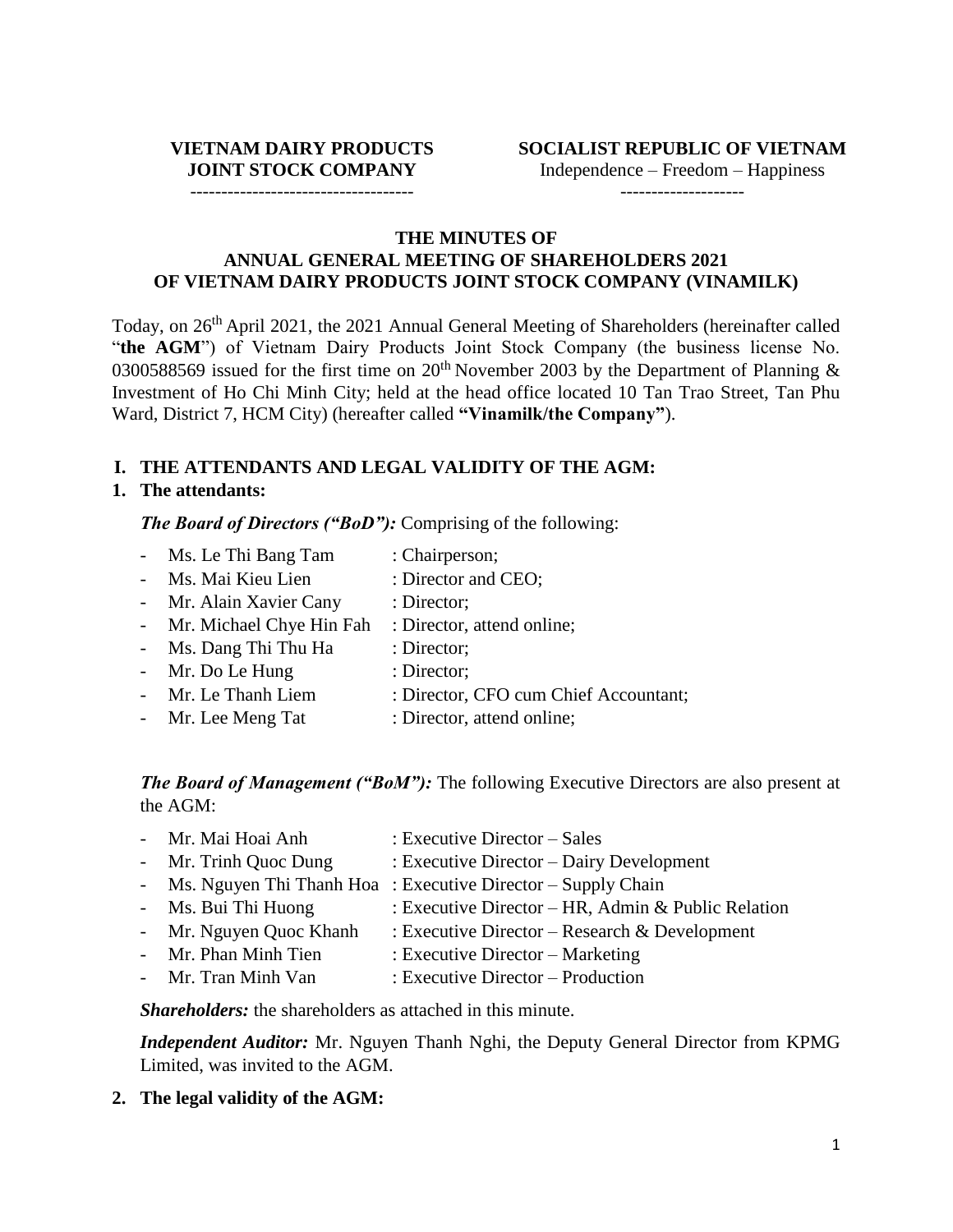**VIETNAM DAIRY PRODUCTS JOINT STOCK COMPANY**

------------------------------------

**SOCIALIST REPUBLIC OF VIETNAM**

Independence – Freedom – Happiness

--------------------

**THE MINUTES OF**
**ANNUAL GENERAL MEETING OF SHAREHOLDERS 2021**
**OF VIETNAM DAIRY PRODUCTS JOINT STOCK COMPANY (VINAMILK)**

Today, on 26th April 2021, the 2021 Annual General Meeting of Shareholders (hereinafter called "**the AGM**") of Vietnam Dairy Products Joint Stock Company (the business license No. 0300588569 issued for the first time on 20th November 2003 by the Department of Planning & Investment of Ho Chi Minh City; held at the head office located 10 Tan Trao Street, Tan Phu Ward, District 7, HCM City) (hereafter called **"Vinamilk/the Company"**).

## I. THE ATTENDANTS AND LEGAL VALIDITY OF THE AGM:

### 1. The attendants:

***The Board of Directors ("BoD"):*** Comprising of the following:

- Ms. Le Thi Bang Tam : Chairperson;
- Ms. Mai Kieu Lien : Director and CEO;
- Mr. Alain Xavier Cany : Director;
- Mr. Michael Chye Hin Fah : Director, attend online;
- Ms. Dang Thi Thu Ha : Director;
- Mr. Do Le Hung : Director;
- Mr. Le Thanh Liem : Director, CFO cum Chief Accountant;
- Mr. Lee Meng Tat : Director, attend online;

***The Board of Management ("BoM"):*** The following Executive Directors are also present at the AGM:

- Mr. Mai Hoai Anh : Executive Director – Sales
- Mr. Trinh Quoc Dung : Executive Director – Dairy Development
- Ms. Nguyen Thi Thanh Hoa : Executive Director – Supply Chain
- Ms. Bui Thi Huong : Executive Director – HR, Admin & Public Relation
- Mr. Nguyen Quoc Khanh : Executive Director – Research & Development
- Mr. Phan Minh Tien : Executive Director – Marketing
- Mr. Tran Minh Van : Executive Director – Production

***Shareholders:*** the shareholders as attached in this minute.

***Independent Auditor:*** Mr. Nguyen Thanh Nghi, the Deputy General Director from KPMG Limited, was invited to the AGM.

### 2. The legal validity of the AGM: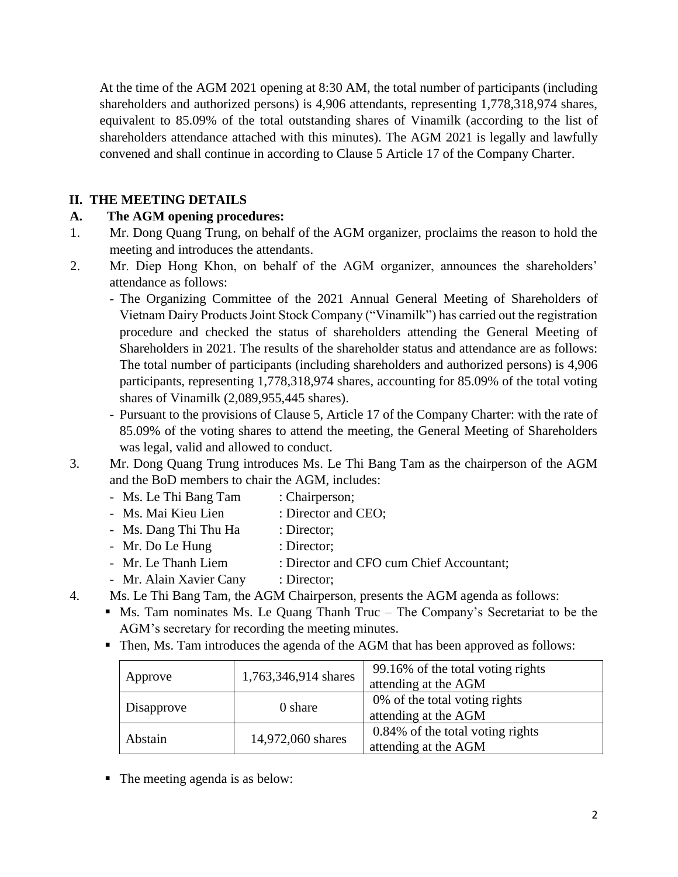At the time of the AGM 2021 opening at 8:30 AM, the total number of participants (including shareholders and authorized persons) is 4,906 attendants, representing 1,778,318,974 shares, equivalent to 85.09% of the total outstanding shares of Vinamilk (according to the list of shareholders attendance attached with this minutes). The AGM 2021 is legally and lawfully convened and shall continue in according to Clause 5 Article 17 of the Company Charter.

## II. THE MEETING DETAILS

### A. The AGM opening procedures:

1. Mr. Dong Quang Trung, on behalf of the AGM organizer, proclaims the reason to hold the meeting and introduces the attendants.
2. Mr. Diep Hong Khon, on behalf of the AGM organizer, announces the shareholders' attendance as follows:
   - The Organizing Committee of the 2021 Annual General Meeting of Shareholders of Vietnam Dairy Products Joint Stock Company ("Vinamilk") has carried out the registration procedure and checked the status of shareholders attending the General Meeting of Shareholders in 2021. The results of the shareholder status and attendance are as follows: The total number of participants (including shareholders and authorized persons) is 4,906 participants, representing 1,778,318,974 shares, accounting for 85.09% of the total voting shares of Vinamilk (2,089,955,445 shares).
   - Pursuant to the provisions of Clause 5, Article 17 of the Company Charter: with the rate of 85.09% of the voting shares to attend the meeting, the General Meeting of Shareholders was legal, valid and allowed to conduct.
3. Mr. Dong Quang Trung introduces Ms. Le Thi Bang Tam as the chairperson of the AGM and the BoD members to chair the AGM, includes:
   - Ms. Le Thi Bang Tam : Chairperson;
   - Ms. Mai Kieu Lien : Director and CEO;
   - Ms. Dang Thi Thu Ha : Director;
   - Mr. Do Le Hung : Director;
   - Mr. Le Thanh Liem : Director and CFO cum Chief Accountant;
   - Mr. Alain Xavier Cany : Director;
4. Ms. Le Thi Bang Tam, the AGM Chairperson, presents the AGM agenda as follows:
   - Ms. Tam nominates Ms. Le Quang Thanh Truc – The Company's Secretariat to be the AGM's secretary for recording the meeting minutes.
   - Then, Ms. Tam introduces the agenda of the AGM that has been approved as follows:

| Approve | 1,763,346,914 shares | 99.16% of the total voting rights attending at the AGM |
|---|---|---|
| Disapprove | 0 share | 0% of the total voting rights attending at the AGM |
| Abstain | 14,972,060 shares | 0.84% of the total voting rights attending at the AGM |

   - The meeting agenda is as below: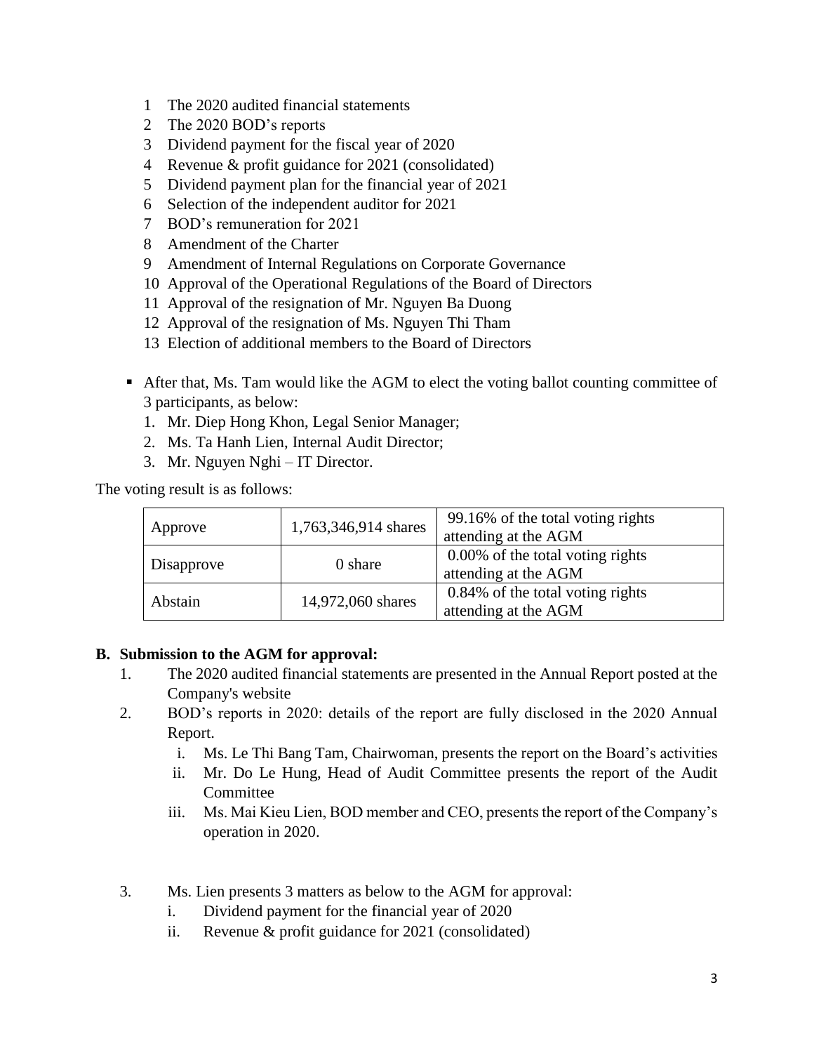1. The 2020 audited financial statements
2. The 2020 BOD's reports
3. Dividend payment for the fiscal year of 2020
4. Revenue & profit guidance for 2021 (consolidated)
5. Dividend payment plan for the financial year of 2021
6. Selection of the independent auditor for 2021
7. BOD's remuneration for 2021
8. Amendment of the Charter
9. Amendment of Internal Regulations on Corporate Governance
10. Approval of the Operational Regulations of the Board of Directors
11. Approval of the resignation of Mr. Nguyen Ba Duong
12. Approval of the resignation of Ms. Nguyen Thi Tham
13. Election of additional members to the Board of Directors

- After that, Ms. Tam would like the AGM to elect the voting ballot counting committee of 3 participants, as below:
  1. Mr. Diep Hong Khon, Legal Senior Manager;
  2. Ms. Ta Hanh Lien, Internal Audit Director;
  3. Mr. Nguyen Nghi – IT Director.

The voting result is as follows:

| | | |
|---|---|---|
| Approve | 1,763,346,914 shares | 99.16% of the total voting rights attending at the AGM |
| Disapprove | 0 share | 0.00% of the total voting rights attending at the AGM |
| Abstain | 14,972,060 shares | 0.84% of the total voting rights attending at the AGM |

**B. Submission to the AGM for approval:**

1. The 2020 audited financial statements are presented in the Annual Report posted at the Company's website
2. BOD's reports in 2020: details of the report are fully disclosed in the 2020 Annual Report.
   i. Ms. Le Thi Bang Tam, Chairwoman, presents the report on the Board's activities
   ii. Mr. Do Le Hung, Head of Audit Committee presents the report of the Audit Committee
   iii. Ms. Mai Kieu Lien, BOD member and CEO, presents the report of the Company's operation in 2020.

3. Ms. Lien presents 3 matters as below to the AGM for approval:
   i. Dividend payment for the financial year of 2020
   ii. Revenue & profit guidance for 2021 (consolidated)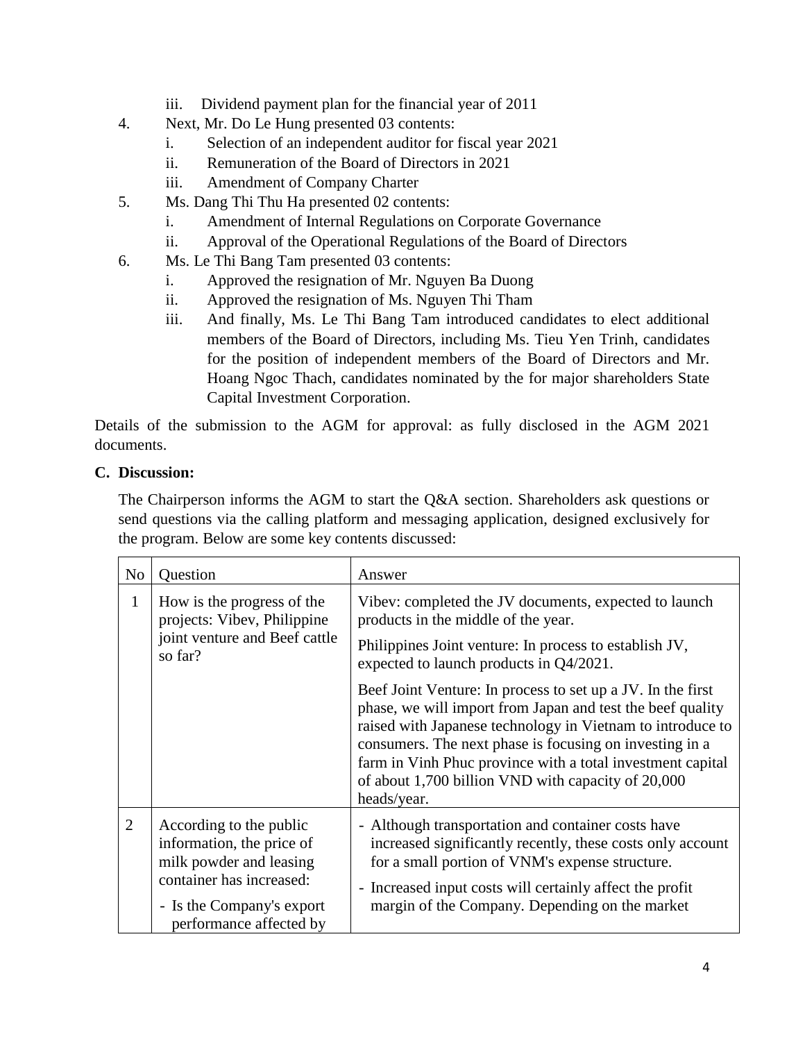iii. Dividend payment plan for the financial year of 2011

4. Next, Mr. Do Le Hung presented 03 contents:
   i. Selection of an independent auditor for fiscal year 2021
   ii. Remuneration of the Board of Directors in 2021
   iii. Amendment of Company Charter
5. Ms. Dang Thi Thu Ha presented 02 contents:
   i. Amendment of Internal Regulations on Corporate Governance
   ii. Approval of the Operational Regulations of the Board of Directors
6. Ms. Le Thi Bang Tam presented 03 contents:
   i. Approved the resignation of Mr. Nguyen Ba Duong
   ii. Approved the resignation of Ms. Nguyen Thi Tham
   iii. And finally, Ms. Le Thi Bang Tam introduced candidates to elect additional members of the Board of Directors, including Ms. Tieu Yen Trinh, candidates for the position of independent members of the Board of Directors and Mr. Hoang Ngoc Thach, candidates nominated by the for major shareholders State Capital Investment Corporation.

Details of the submission to the AGM for approval: as fully disclosed in the AGM 2021 documents.

## C. Discussion:

The Chairperson informs the AGM to start the Q&A section. Shareholders ask questions or send questions via the calling platform and messaging application, designed exclusively for the program. Below are some key contents discussed:

| No | Question | Answer |
|---|---|---|
| 1 | How is the progress of the projects: Vibev, Philippine joint venture and Beef cattle so far? | Vibev: completed the JV documents, expected to launch products in the middle of the year.<br><br>Philippines Joint venture: In process to establish JV, expected to launch products in Q4/2021.<br><br>Beef Joint Venture: In process to set up a JV. In the first phase, we will import from Japan and test the beef quality raised with Japanese technology in Vietnam to introduce to consumers. The next phase is focusing on investing in a farm in Vinh Phuc province with a total investment capital of about 1,700 billion VND with capacity of 20,000 heads/year. |
| 2 | According to the public information, the price of milk powder and leasing container has increased:<br>- Is the Company's export performance affected by | - Although transportation and container costs have increased significantly recently, these costs only account for a small portion of VNM's expense structure.<br>- Increased input costs will certainly affect the profit margin of the Company. Depending on the market |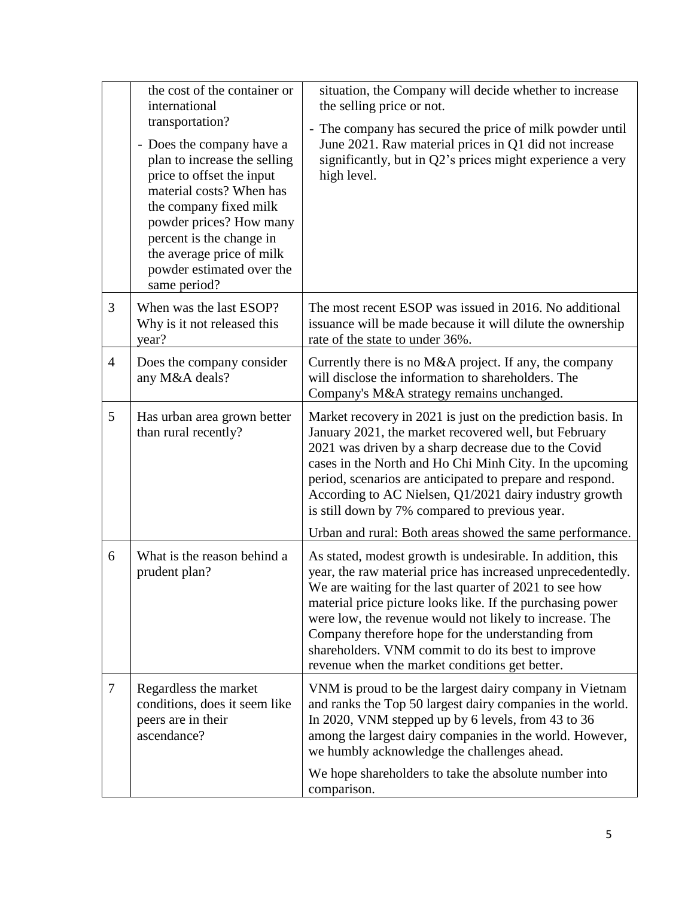| | | |
|---|---|---|
| | the cost of the container or international transportation?<br>- Does the company have a plan to increase the selling price to offset the input material costs? When has the company fixed milk powder prices? How many percent is the change in the average price of milk powder estimated over the same period? | situation, the Company will decide whether to increase the selling price or not.<br>- The company has secured the price of milk powder until June 2021. Raw material prices in Q1 did not increase significantly, but in Q2's prices might experience a very high level. |
| 3 | When was the last ESOP? Why is it not released this year? | The most recent ESOP was issued in 2016. No additional issuance will be made because it will dilute the ownership rate of the state to under 36%. |
| 4 | Does the company consider any M&A deals? | Currently there is no M&A project. If any, the company will disclose the information to shareholders. The Company's M&A strategy remains unchanged. |
| 5 | Has urban area grown better than rural recently? | Market recovery in 2021 is just on the prediction basis. In January 2021, the market recovered well, but February 2021 was driven by a sharp decrease due to the Covid cases in the North and Ho Chi Minh City. In the upcoming period, scenarios are anticipated to prepare and respond. According to AC Nielsen, Q1/2021 dairy industry growth is still down by 7% compared to previous year.<br>Urban and rural: Both areas showed the same performance. |
| 6 | What is the reason behind a prudent plan? | As stated, modest growth is undesirable. In addition, this year, the raw material price has increased unprecedentedly. We are waiting for the last quarter of 2021 to see how material price picture looks like. If the purchasing power were low, the revenue would not likely to increase. The Company therefore hope for the understanding from shareholders. VNM commit to do its best to improve revenue when the market conditions get better. |
| 7 | Regardless the market conditions, does it seem like peers are in their ascendance? | VNM is proud to be the largest dairy company in Vietnam and ranks the Top 50 largest dairy companies in the world. In 2020, VNM stepped up by 6 levels, from 43 to 36 among the largest dairy companies in the world. However, we humbly acknowledge the challenges ahead.<br>We hope shareholders to take the absolute number into comparison. |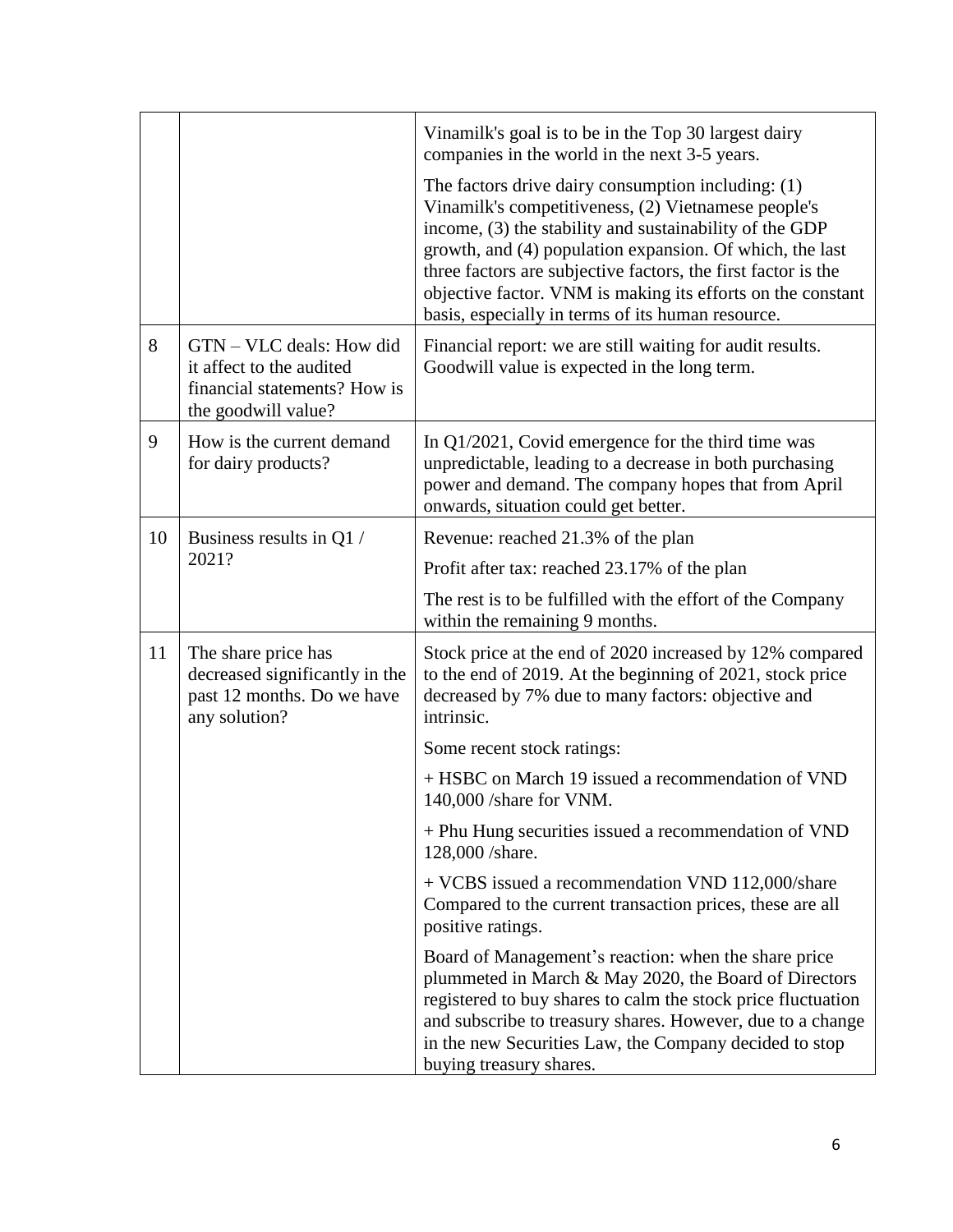| | | |
|---|---|---|
| | | Vinamilk's goal is to be in the Top 30 largest dairy companies in the world in the next 3-5 years.<br><br>The factors drive dairy consumption including: (1) Vinamilk's competitiveness, (2) Vietnamese people's income, (3) the stability and sustainability of the GDP growth, and (4) population expansion. Of which, the last three factors are subjective factors, the first factor is the objective factor. VNM is making its efforts on the constant basis, especially in terms of its human resource. |
| 8 | GTN – VLC deals: How did it affect to the audited financial statements? How is the goodwill value? | Financial report: we are still waiting for audit results. Goodwill value is expected in the long term. |
| 9 | How is the current demand for dairy products? | In Q1/2021, Covid emergence for the third time was unpredictable, leading to a decrease in both purchasing power and demand. The company hopes that from April onwards, situation could get better. |
| 10 | Business results in Q1 / 2021? | Revenue: reached 21.3% of the plan<br><br>Profit after tax: reached 23.17% of the plan<br><br>The rest is to be fulfilled with the effort of the Company within the remaining 9 months. |
| 11 | The share price has decreased significantly in the past 12 months. Do we have any solution? | Stock price at the end of 2020 increased by 12% compared to the end of 2019. At the beginning of 2021, stock price decreased by 7% due to many factors: objective and intrinsic.<br><br>Some recent stock ratings:<br><br>+ HSBC on March 19 issued a recommendation of VND 140,000 /share for VNM.<br><br>+ Phu Hung securities issued a recommendation of VND 128,000 /share.<br><br>+ VCBS issued a recommendation VND 112,000/share Compared to the current transaction prices, these are all positive ratings.<br><br>Board of Management's reaction: when the share price plummeted in March & May 2020, the Board of Directors registered to buy shares to calm the stock price fluctuation and subscribe to treasury shares. However, due to a change in the new Securities Law, the Company decided to stop buying treasury shares. |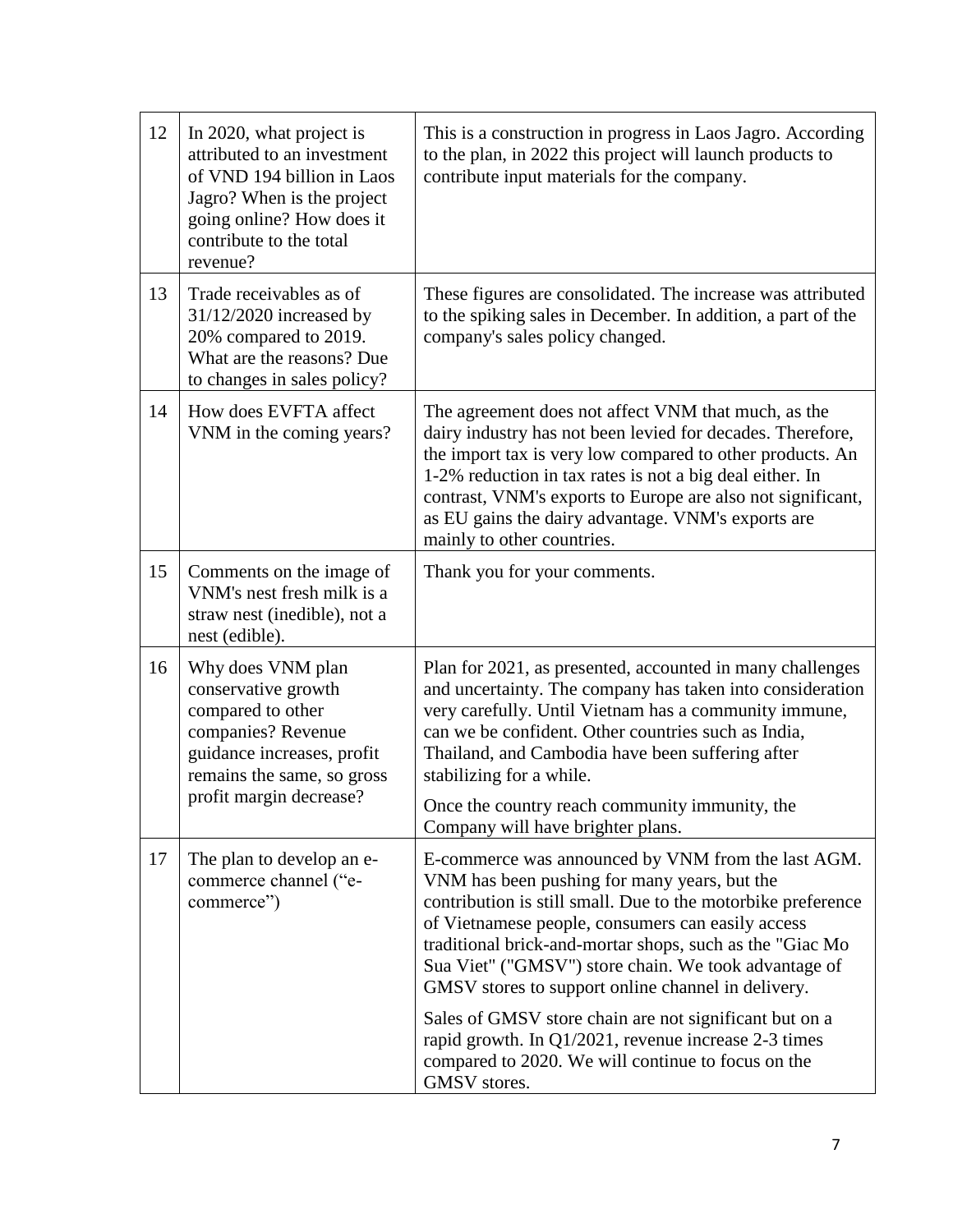| | | |
|---|---|---|
| 12 | In 2020, what project is attributed to an investment of VND 194 billion in Laos Jagro? When is the project going online? How does it contribute to the total revenue? | This is a construction in progress in Laos Jagro. According to the plan, in 2022 this project will launch products to contribute input materials for the company. |
| 13 | Trade receivables as of 31/12/2020 increased by 20% compared to 2019. What are the reasons? Due to changes in sales policy? | These figures are consolidated. The increase was attributed to the spiking sales in December. In addition, a part of the company's sales policy changed. |
| 14 | How does EVFTA affect VNM in the coming years? | The agreement does not affect VNM that much, as the dairy industry has not been levied for decades. Therefore, the import tax is very low compared to other products. An 1-2% reduction in tax rates is not a big deal either. In contrast, VNM's exports to Europe are also not significant, as EU gains the dairy advantage. VNM's exports are mainly to other countries. |
| 15 | Comments on the image of VNM's nest fresh milk is a straw nest (inedible), not a nest (edible). | Thank you for your comments. |
| 16 | Why does VNM plan conservative growth compared to other companies? Revenue guidance increases, profit remains the same, so gross profit margin decrease? | Plan for 2021, as presented, accounted in many challenges and uncertainty. The company has taken into consideration very carefully. Until Vietnam has a community immune, can we be confident. Other countries such as India, Thailand, and Cambodia have been suffering after stabilizing for a while.<br><br>Once the country reach community immunity, the Company will have brighter plans. |
| 17 | The plan to develop an e-commerce channel ("e-commerce") | E-commerce was announced by VNM from the last AGM. VNM has been pushing for many years, but the contribution is still small. Due to the motorbike preference of Vietnamese people, consumers can easily access traditional brick-and-mortar shops, such as the "Giac Mo Sua Viet" ("GMSV") store chain. We took advantage of GMSV stores to support online channel in delivery.<br><br>Sales of GMSV store chain are not significant but on a rapid growth. In Q1/2021, revenue increase 2-3 times compared to 2020. We will continue to focus on the GMSV stores. |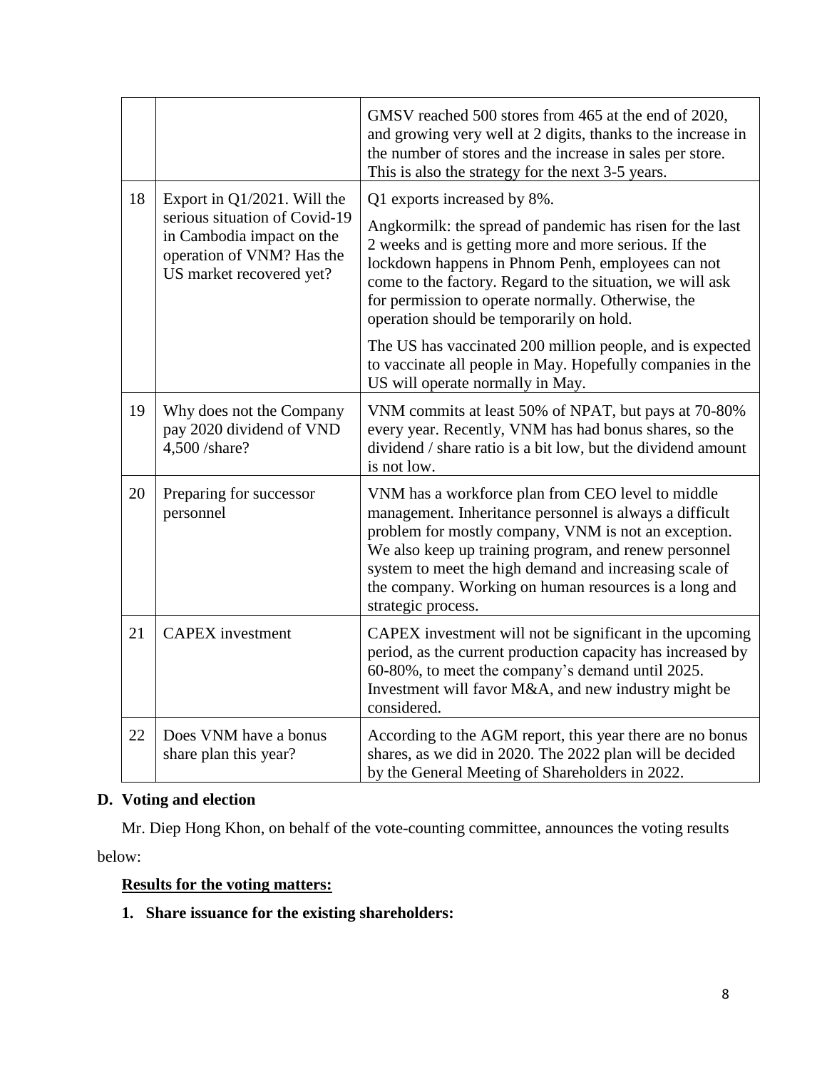| | | |
|---|---|---|
| | | GMSV reached 500 stores from 465 at the end of 2020, and growing very well at 2 digits, thanks to the increase in the number of stores and the increase in sales per store. This is also the strategy for the next 3-5 years. |
| 18 | Export in Q1/2021. Will the serious situation of Covid-19 in Cambodia impact on the operation of VNM? Has the US market recovered yet? | Q1 exports increased by 8%.<br><br>Angkormilk: the spread of pandemic has risen for the last 2 weeks and is getting more and more serious. If the lockdown happens in Phnom Penh, employees can not come to the factory. Regard to the situation, we will ask for permission to operate normally. Otherwise, the operation should be temporarily on hold.<br><br>The US has vaccinated 200 million people, and is expected to vaccinate all people in May. Hopefully companies in the US will operate normally in May. |
| 19 | Why does not the Company pay 2020 dividend of VND 4,500 /share? | VNM commits at least 50% of NPAT, but pays at 70-80% every year. Recently, VNM has had bonus shares, so the dividend / share ratio is a bit low, but the dividend amount is not low. |
| 20 | Preparing for successor personnel | VNM has a workforce plan from CEO level to middle management. Inheritance personnel is always a difficult problem for mostly company, VNM is not an exception. We also keep up training program, and renew personnel system to meet the high demand and increasing scale of the company. Working on human resources is a long and strategic process. |
| 21 | CAPEX investment | CAPEX investment will not be significant in the upcoming period, as the current production capacity has increased by 60-80%, to meet the company's demand until 2025. Investment will favor M&A, and new industry might be considered. |
| 22 | Does VNM have a bonus share plan this year? | According to the AGM report, this year there are no bonus shares, as we did in 2020. The 2022 plan will be decided by the General Meeting of Shareholders in 2022. |

## D. Voting and election

Mr. Diep Hong Khon, on behalf of the vote-counting committee, announces the voting results below:

**Results for the voting matters:**

1. **Share issuance for the existing shareholders:**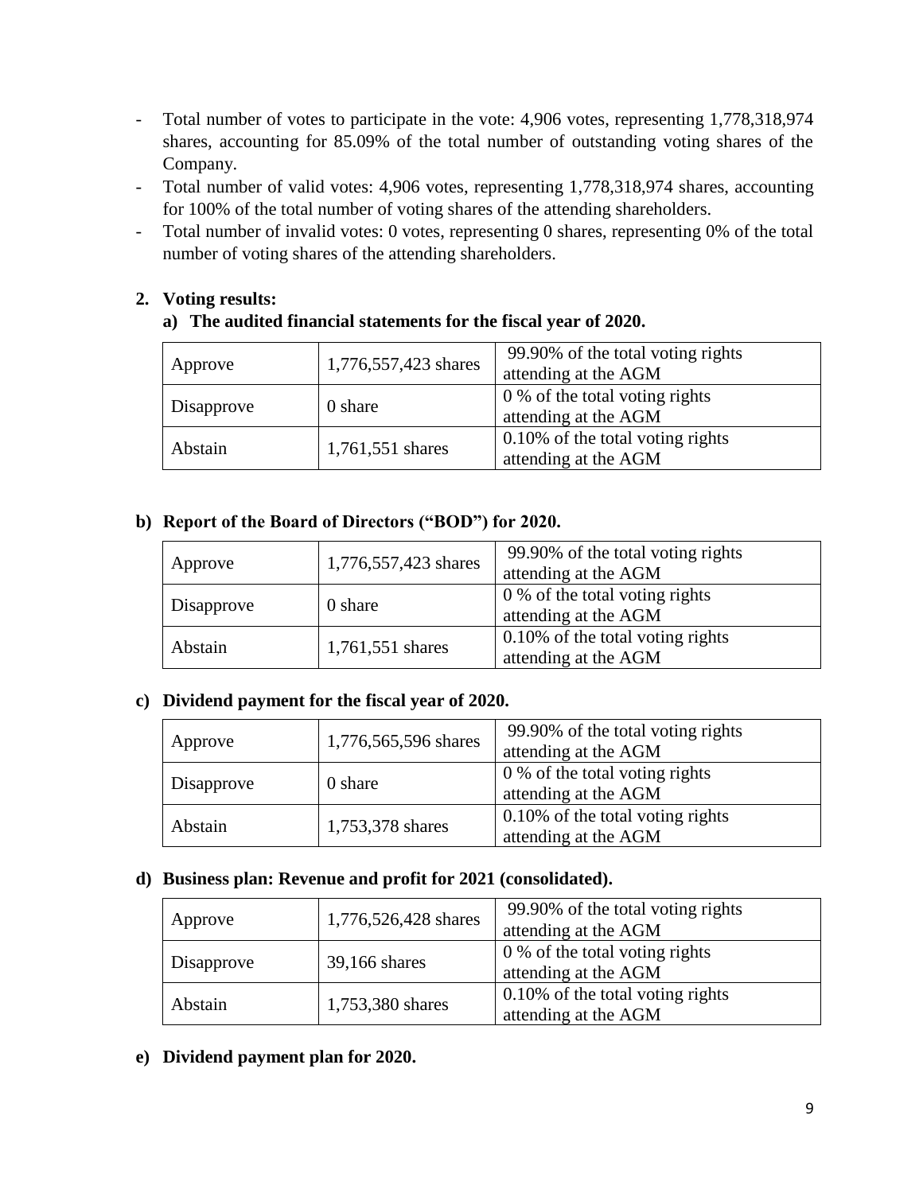- Total number of votes to participate in the vote: 4,906 votes, representing 1,778,318,974 shares, accounting for 85.09% of the total number of outstanding voting shares of the Company.
- Total number of valid votes: 4,906 votes, representing 1,778,318,974 shares, accounting for 100% of the total number of voting shares of the attending shareholders.
- Total number of invalid votes: 0 votes, representing 0 shares, representing 0% of the total number of voting shares of the attending shareholders.

**2. Voting results:**

**a) The audited financial statements for the fiscal year of 2020.**

| | | |
|---|---|---|
| Approve | 1,776,557,423 shares | 99.90% of the total voting rights attending at the AGM |
| Disapprove | 0 share | 0 % of the total voting rights attending at the AGM |
| Abstain | 1,761,551 shares | 0.10% of the total voting rights attending at the AGM |

**b) Report of the Board of Directors ("BOD") for 2020.**

| | | |
|---|---|---|
| Approve | 1,776,557,423 shares | 99.90% of the total voting rights attending at the AGM |
| Disapprove | 0 share | 0 % of the total voting rights attending at the AGM |
| Abstain | 1,761,551 shares | 0.10% of the total voting rights attending at the AGM |

**c) Dividend payment for the fiscal year of 2020.**

| | | |
|---|---|---|
| Approve | 1,776,565,596 shares | 99.90% of the total voting rights attending at the AGM |
| Disapprove | 0 share | 0 % of the total voting rights attending at the AGM |
| Abstain | 1,753,378 shares | 0.10% of the total voting rights attending at the AGM |

**d) Business plan: Revenue and profit for 2021 (consolidated).**

| | | |
|---|---|---|
| Approve | 1,776,526,428 shares | 99.90% of the total voting rights attending at the AGM |
| Disapprove | 39,166 shares | 0 % of the total voting rights attending at the AGM |
| Abstain | 1,753,380 shares | 0.10% of the total voting rights attending at the AGM |

**e) Dividend payment plan for 2020.**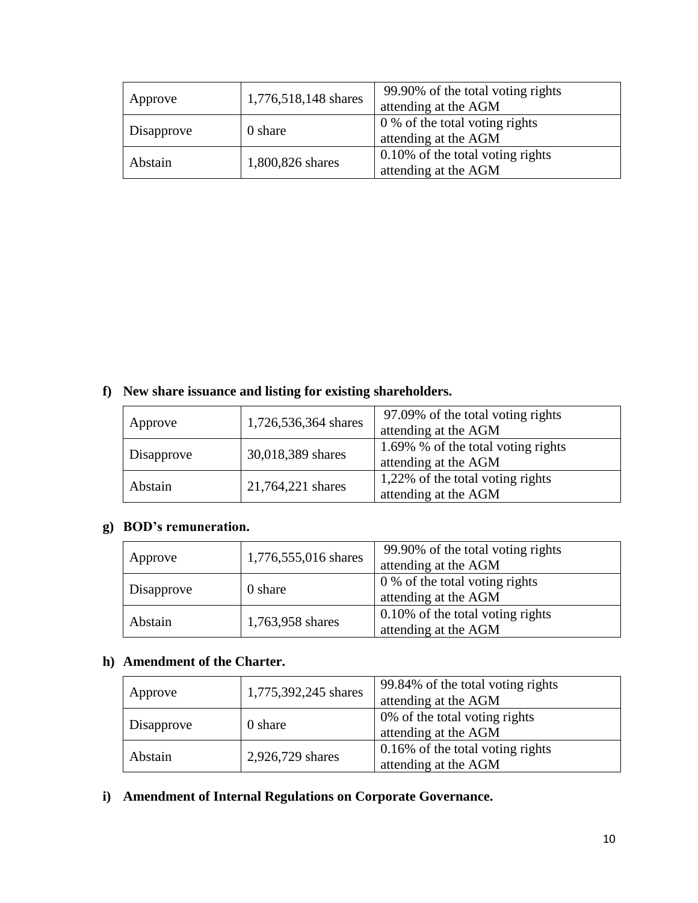| Approve | 1,776,518,148 shares | 99.90% of the total voting rights attending at the AGM |
|---|---|---|
| Disapprove | 0 share | 0 % of the total voting rights attending at the AGM |
| Abstain | 1,800,826 shares | 0.10% of the total voting rights attending at the AGM |

**f) New share issuance and listing for existing shareholders.**

| Approve | 1,726,536,364 shares | 97.09% of the total voting rights attending at the AGM |
|---|---|---|
| Disapprove | 30,018,389 shares | 1.69% % of the total voting rights attending at the AGM |
| Abstain | 21,764,221 shares | 1,22% of the total voting rights attending at the AGM |

**g) BOD's remuneration.**

| Approve | 1,776,555,016 shares | 99.90% of the total voting rights attending at the AGM |
|---|---|---|
| Disapprove | 0 share | 0 % of the total voting rights attending at the AGM |
| Abstain | 1,763,958 shares | 0.10% of the total voting rights attending at the AGM |

**h) Amendment of the Charter.**

| Approve | 1,775,392,245 shares | 99.84% of the total voting rights attending at the AGM |
|---|---|---|
| Disapprove | 0 share | 0% of the total voting rights attending at the AGM |
| Abstain | 2,926,729 shares | 0.16% of the total voting rights attending at the AGM |

**i) Amendment of Internal Regulations on Corporate Governance.**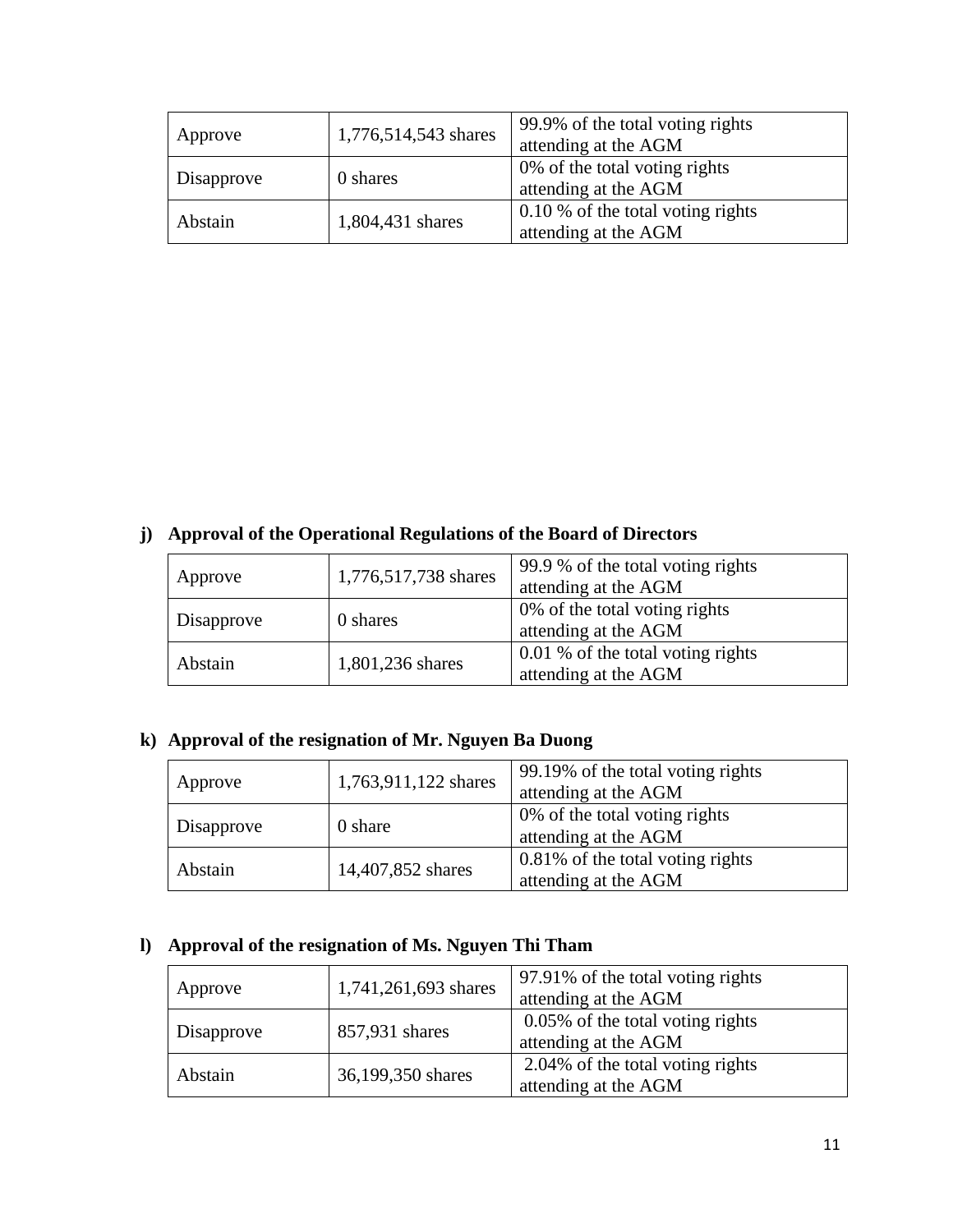| Approve | 1,776,514,543 shares | 99.9% of the total voting rights attending at the AGM |
|---|---|---|
| Disapprove | 0 shares | 0% of the total voting rights attending at the AGM |
| Abstain | 1,804,431 shares | 0.10 % of the total voting rights attending at the AGM |

**j) Approval of the Operational Regulations of the Board of Directors**

| Approve | 1,776,517,738 shares | 99.9 % of the total voting rights attending at the AGM |
|---|---|---|
| Disapprove | 0 shares | 0% of the total voting rights attending at the AGM |
| Abstain | 1,801,236 shares | 0.01 % of the total voting rights attending at the AGM |

**k) Approval of the resignation of Mr. Nguyen Ba Duong**

| Approve | 1,763,911,122 shares | 99.19% of the total voting rights attending at the AGM |
|---|---|---|
| Disapprove | 0 share | 0% of the total voting rights attending at the AGM |
| Abstain | 14,407,852 shares | 0.81% of the total voting rights attending at the AGM |

**l) Approval of the resignation of Ms. Nguyen Thi Tham**

| Approve | 1,741,261,693 shares | 97.91% of the total voting rights attending at the AGM |
|---|---|---|
| Disapprove | 857,931 shares | 0.05% of the total voting rights attending at the AGM |
| Abstain | 36,199,350 shares | 2.04% of the total voting rights attending at the AGM |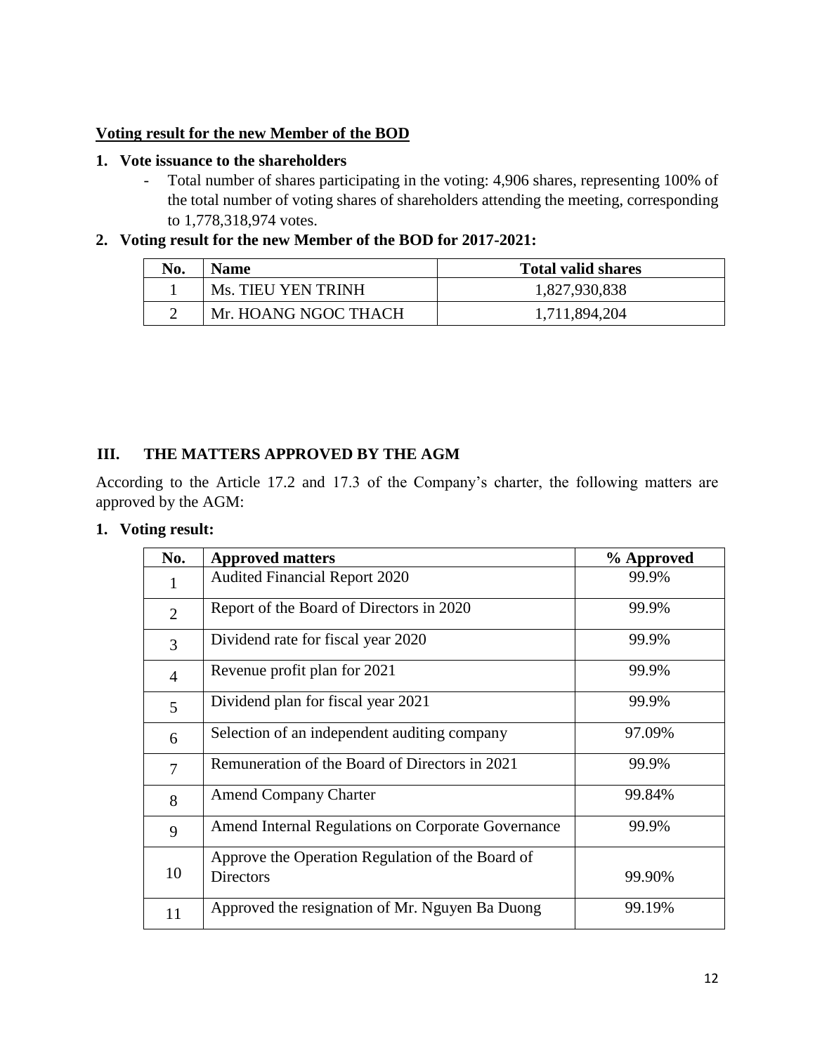**<u>Voting result for the new Member of the BOD</u>**

1. **Vote issuance to the shareholders**
   - Total number of shares participating in the voting: 4,906 shares, representing 100% of the total number of voting shares of shareholders attending the meeting, corresponding to 1,778,318,974 votes.

2. **Voting result for the new Member of the BOD for 2017-2021:**

| No. | Name | Total valid shares |
|---|---|---|
| 1 | Ms. TIEU YEN TRINH | 1,827,930,838 |
| 2 | Mr. HOANG NGOC THACH | 1,711,894,204 |

## III. THE MATTERS APPROVED BY THE AGM

According to the Article 17.2 and 17.3 of the Company's charter, the following matters are approved by the AGM:

1. **Voting result:**

| No. | Approved matters | % Approved |
|---|---|---|
| 1 | Audited Financial Report 2020 | 99.9% |
| 2 | Report of the Board of Directors in 2020 | 99.9% |
| 3 | Dividend rate for fiscal year 2020 | 99.9% |
| 4 | Revenue profit plan for 2021 | 99.9% |
| 5 | Dividend plan for fiscal year 2021 | 99.9% |
| 6 | Selection of an independent auditing company | 97.09% |
| 7 | Remuneration of the Board of Directors in 2021 | 99.9% |
| 8 | Amend Company Charter | 99.84% |
| 9 | Amend Internal Regulations on Corporate Governance | 99.9% |
| 10 | Approve the Operation Regulation of the Board of Directors | 99.90% |
| 11 | Approved the resignation of Mr. Nguyen Ba Duong | 99.19% |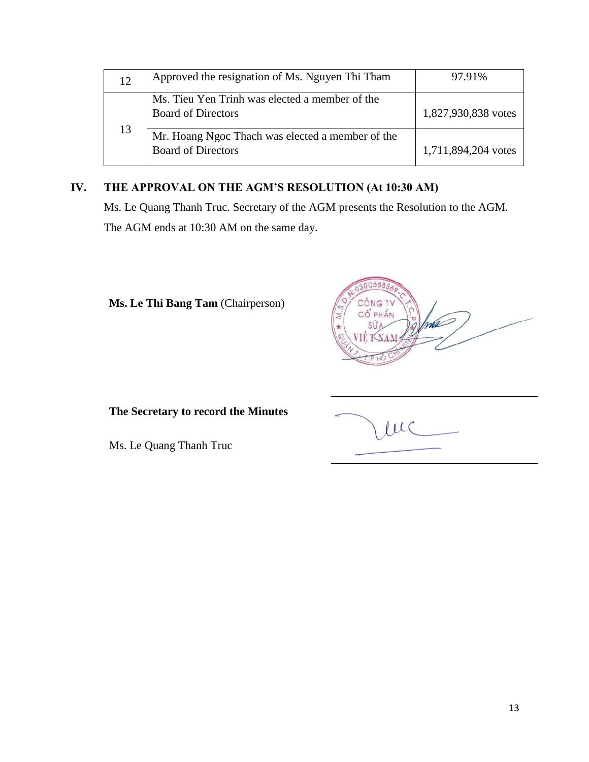| | | |
|---|---|---|
| 12 | Approved the resignation of Ms. Nguyen Thi Tham | 97.91% |
| 13 | Ms. Tieu Yen Trinh was elected a member of the Board of Directors | 1,827,930,838 votes |
| | Mr. Hoang Ngoc Thach was elected a member of the Board of Directors | 1,711,894,204 votes |

## IV. THE APPROVAL ON THE AGM'S RESOLUTION (At 10:30 AM)

Ms. Le Quang Thanh Truc. Secretary of the AGM presents the Resolution to the AGM.

The AGM ends at 10:30 AM on the same day.

**Ms. Le Thi Bang Tam** (Chairperson)

**The Secretary to record the Minutes**

Ms. Le Quang Thanh Truc